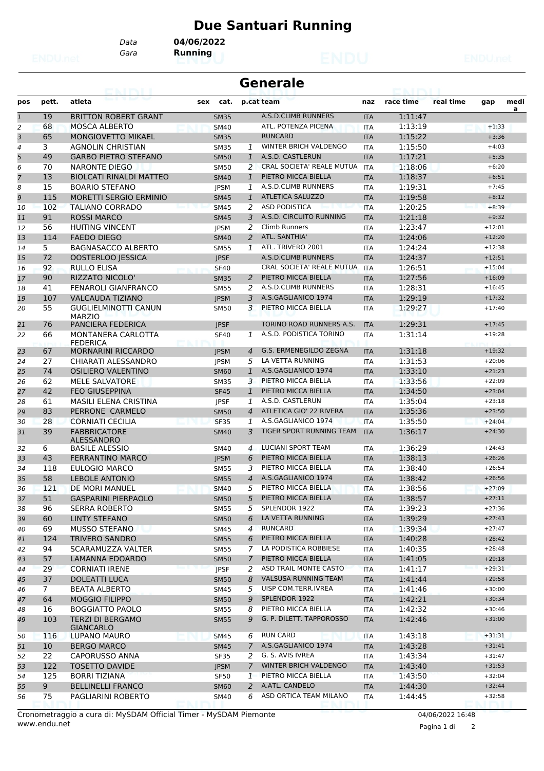# Due Santuari Running

Data **04/06/2022**
Gara **Running**

## Generale

| pos | pett. | atleta | sex | cat. | p.cat | team | naz | race time | real time | gap | media |
|---|---|---|---|---|---|---|---|---|---|---|---|
| 1 | 19 | BRITTON ROBERT GRANT | | SM35 | | A.S.D.CLIMB RUNNERS | ITA | 1:11:47 | | | |
| 2 | 68 | MOSCA ALBERTO | | SM40 | | ATL. POTENZA PICENA | ITA | 1:13:19 | | +1:33 | |
| 3 | 65 | MONGIOVETTO MIKAEL | | SM35 | | RUNCARD | ITA | 1:15:22 | | +3:36 | |
| 4 | 3 | AGNOLIN CHRISTIAN | | SM35 | 1 | WINTER BRICH VALDENGO | ITA | 1:15:50 | | +4:03 | |
| 5 | 49 | GARBO PIETRO STEFANO | | SM50 | 1 | A.S.D. CASTLERUN | ITA | 1:17:21 | | +5:35 | |
| 6 | 70 | NARONTE DIEGO | | SM50 | 2 | CRAL SOCIETA' REALE MUTUA | ITA | 1:18:06 | | +6:20 | |
| 7 | 13 | BIOLCATI RINALDI MATTEO | | SM40 | 1 | PIETRO MICCA BIELLA | ITA | 1:18:37 | | +6:51 | |
| 8 | 15 | BOARIO STEFANO | | JPSM | 1 | A.S.D.CLIMB RUNNERS | ITA | 1:19:31 | | +7:45 | |
| 9 | 115 | MORETTI SERGIO ERMINIO | | SM45 | 1 | ATLETICA SALUZZO | ITA | 1:19:58 | | +8:12 | |
| 10 | 102 | TALIANO CORRADO | | SM45 | 2 | ASD PODISTICA | ITA | 1:20:25 | | +8:39 | |
| 11 | 91 | ROSSI MARCO | | SM45 | 3 | A.S.D. CIRCUITO RUNNING | ITA | 1:21:18 | | +9:32 | |
| 12 | 56 | HUITING VINCENT | | JPSM | 2 | Climb Runners | ITA | 1:23:47 | | +12:01 | |
| 13 | 114 | FAEDO DIEGO | | SM40 | 2 | ATL. SANTHIA' | ITA | 1:24:06 | | +12:20 | |
| 14 | 5 | BAGNASACCO ALBERTO | | SM55 | 1 | ATL. TRIVERO 2001 | ITA | 1:24:24 | | +12:38 | |
| 15 | 72 | OOSTERLOO JESSICA | | JPSF | | A.S.D.CLIMB RUNNERS | ITA | 1:24:37 | | +12:51 | |
| 16 | 92 | RULLO ELISA | | SF40 | | CRAL SOCIETA' REALE MUTUA | ITA | 1:26:51 | | +15:04 | |
| 17 | 90 | RIZZATO NICOLO' | | SM35 | 2 | PIETRO MICCA BIELLA | ITA | 1:27:56 | | +16:09 | |
| 18 | 41 | FENAROLI GIANFRANCO | | SM55 | 2 | A.S.D.CLIMB RUNNERS | ITA | 1:28:31 | | +16:45 | |
| 19 | 107 | VALCAUDA TIZIANO | | JPSM | 3 | A.S.GAGLIANICO 1974 | ITA | 1:29:19 | | +17:32 | |
| 20 | 55 | GUGLIELMINOTTI CANUN MARZIO | | SM50 | 3 | PIETRO MICCA BIELLA | ITA | 1:29:27 | | +17:40 | |
| 21 | 76 | PANCIERA FEDERICA | | JPSF | | TORINO ROAD RUNNERS A.S. | ITA | 1:29:31 | | +17:45 | |
| 22 | 66 | MONTANERA CARLOTTA FEDERICA | | SF40 | 1 | A.S.D. PODISTICA TORINO | ITA | 1:31:14 | | +19:28 | |
| 23 | 67 | MORNARINI RICCARDO | | JPSM | 4 | G.S. ERMENEGILDO ZEGNA | ITA | 1:31:18 | | +19:32 | |
| 24 | 27 | CHIARATI ALESSANDRO | | JPSM | 5 | LA VETTA RUNNING | ITA | 1:31:53 | | +20:06 | |
| 25 | 74 | OSILIERO VALENTINO | | SM60 | 1 | A.S.GAGLIANICO 1974 | ITA | 1:33:10 | | +21:23 | |
| 26 | 62 | MELE SALVATORE | | SM35 | 3 | PIETRO MICCA BIELLA | ITA | 1:33:56 | | +22:09 | |
| 27 | 42 | FEO GIUSEPPINA | | SF45 | 1 | PIETRO MICCA BIELLA | ITA | 1:34:50 | | +23:04 | |
| 28 | 61 | MASILI ELENA CRISTINA | | JPSF | 1 | A.S.D. CASTLERUN | ITA | 1:35:04 | | +23:18 | |
| 29 | 83 | PERRONE CARMELO | | SM50 | 4 | ATLETICA GIO' 22 RIVERA | ITA | 1:35:36 | | +23:50 | |
| 30 | 28 | CORNIATI CECILIA | | SF35 | 1 | A.S.GAGLIANICO 1974 | ITA | 1:35:50 | | +24:04 | |
| 31 | 39 | FABBRICATORE ALESSANDRO | | SM40 | 3 | TIGER SPORT RUNNING TEAM | ITA | 1:36:17 | | +24:30 | |
| 32 | 6 | BASILE ALESSIO | | SM40 | 4 | LUCIANI SPORT TEAM | ITA | 1:36:29 | | +24:43 | |
| 33 | 43 | FERRANTINO MARCO | | JPSM | 6 | PIETRO MICCA BIELLA | ITA | 1:38:13 | | +26:26 | |
| 34 | 118 | EULOGIO MARCO | | SM55 | 3 | PIETRO MICCA BIELLA | ITA | 1:38:40 | | +26:54 | |
| 35 | 58 | LEBOLE ANTONIO | | SM55 | 4 | A.S.GAGLIANICO 1974 | ITA | 1:38:42 | | +26:56 | |
| 36 | 121 | DE MORI MANUEL | | SM40 | 5 | PIETRO MICCA BIELLA | ITA | 1:38:56 | | +27:09 | |
| 37 | 51 | GASPARINI PIERPAOLO | | SM50 | 5 | PIETRO MICCA BIELLA | ITA | 1:38:57 | | +27:11 | |
| 38 | 96 | SERRA ROBERTO | | SM55 | 5 | SPLENDOR 1922 | ITA | 1:39:23 | | +27:36 | |
| 39 | 60 | LINTY STEFANO | | SM50 | 6 | LA VETTA RUNNING | ITA | 1:39:29 | | +27:43 | |
| 40 | 69 | MUSSO STEFANO | | SM45 | 4 | RUNCARD | ITA | 1:39:34 | | +27:47 | |
| 41 | 124 | TRIVERO SANDRO | | SM55 | 6 | PIETRO MICCA BIELLA | ITA | 1:40:28 | | +28:42 | |
| 42 | 94 | SCARAMUZZA VALTER | | SM55 | 7 | LA PODISTICA ROBBIESE | ITA | 1:40:35 | | +28:48 | |
| 43 | 57 | LAMANNA EDOARDO | | SM50 | 7 | PIETRO MICCA BIELLA | ITA | 1:41:05 | | +29:18 | |
| 44 | 29 | CORNIATI IRENE | | JPSF | 2 | ASD TRAIL MONTE CASTO | ITA | 1:41:17 | | +29:31 | |
| 45 | 37 | DOLEATTI LUCA | | SM50 | 8 | VALSUSA RUNNING TEAM | ITA | 1:41:44 | | +29:58 | |
| 46 | 7 | BEATA ALBERTO | | SM45 | 5 | UISP COM.TERR.IVREA | ITA | 1:41:46 | | +30:00 | |
| 47 | 64 | MOGGIO FILIPPO | | SM50 | 9 | SPLENDOR 1922 | ITA | 1:42:21 | | +30:34 | |
| 48 | 16 | BOGGIATTO PAOLO | | SM55 | 8 | PIETRO MICCA BIELLA | ITA | 1:42:32 | | +30:46 | |
| 49 | 103 | TERZI DI BERGAMO GIANCARLO | | SM55 | 9 | G. P. DILETT. TAPPOROSSO | ITA | 1:42:46 | | +31:00 | |
| 50 | 116 | LUPANO MAURO | | SM45 | 6 | RUN CARD | ITA | 1:43:18 | | +31:31 | |
| 51 | 10 | BERGO MARCO | | SM45 | 7 | A.S.GAGLIANICO 1974 | ITA | 1:43:28 | | +31:41 | |
| 52 | 22 | CAPORUSSO ANNA | | SF35 | 2 | G. S. AVIS IVREA | ITA | 1:43:34 | | +31:47 | |
| 53 | 122 | TOSETTO DAVIDE | | JPSM | 7 | WINTER BRICH VALDENGO | ITA | 1:43:40 | | +31:53 | |
| 54 | 125 | BORRI TIZIANA | | SF50 | 1 | PIETRO MICCA BIELLA | ITA | 1:43:50 | | +32:04 | |
| 55 | 9 | BELLINELLI FRANCO | | SM60 | 2 | A.ATL. CANDELO | ITA | 1:44:30 | | +32:44 | |
| 56 | 75 | PAGLIARINI ROBERTO | | SM40 | 6 | ASD ORTICA TEAM MILANO | ITA | 1:44:45 | | +32:58 | |

Cronometraggio a cura di: MySDAM Official Timer - MySDAM Piemonte
www.endu.net

04/06/2022 16:48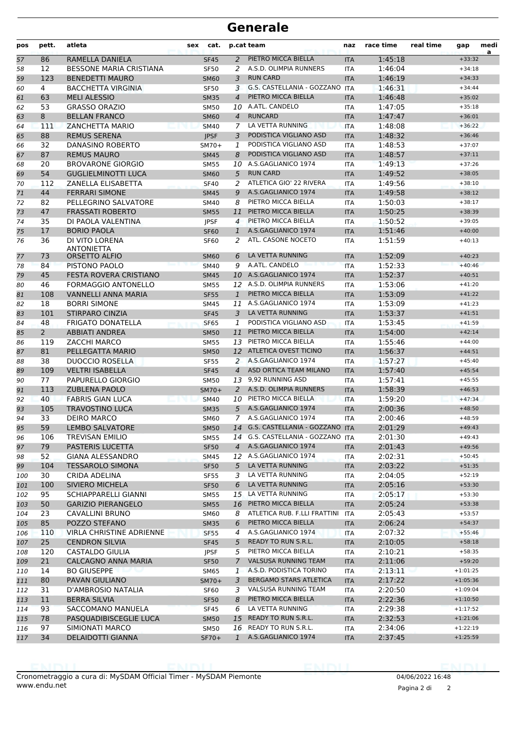# Generale

| pos | pett. | atleta | sex | cat. | p.cat | team | naz | race time | real time | gap | media |
|---|---|---|---|---|---|---|---|---|---|---|---|
| 57 | 86 | RAMELLA DANIELA | | SF45 | 2 | PIETRO MICCA BIELLA | ITA | 1:45:18 | | +33:32 | |
| 58 | 12 | BESSONE MARIA CRISTIANA | | SF50 | 2 | A.S.D. OLIMPIA RUNNERS | ITA | 1:46:04 | | +34:18 | |
| 59 | 123 | BENEDETTI MAURO | | SM60 | 3 | RUN CARD | ITA | 1:46:19 | | +34:33 | |
| 60 | 4 | BACCHETTA VIRGINIA | | SF50 | 3 | G.S. CASTELLANIA - GOZZANO | ITA | 1:46:31 | | +34:44 | |
| 61 | 63 | MELI ALESSIO | | SM35 | 4 | PIETRO MICCA BIELLA | ITA | 1:46:48 | | +35:02 | |
| 62 | 53 | GRASSO ORAZIO | | SM50 | 10 | A.ATL. CANDELO | ITA | 1:47:05 | | +35:18 | |
| 63 | 8 | BELLAN FRANCO | | SM60 | 4 | RUNCARD | ITA | 1:47:47 | | +36:01 | |
| 64 | 111 | ZANCHETTA MARIO | | SM40 | 7 | LA VETTA RUNNING | ITA | 1:48:08 | | +36:22 | |
| 65 | 88 | REMUS SERENA | | JPSF | 3 | PODISTICA VIGLIANO ASD | ITA | 1:48:32 | | +36:46 | |
| 66 | 32 | DANASINO ROBERTO | | SM70+ | 1 | PODISTICA VIGLIANO ASD | ITA | 1:48:53 | | +37:07 | |
| 67 | 87 | REMUS MAURO | | SM45 | 8 | PODISTICA VIGLIANO ASD | ITA | 1:48:57 | | +37:11 | |
| 68 | 20 | BROVARONE GIORGIO | | SM55 | 10 | A.S.GAGLIANICO 1974 | ITA | 1:49:13 | | +37:26 | |
| 69 | 54 | GUGLIELMINOTTI LUCA | | SM60 | 5 | RUN CARD | ITA | 1:49:52 | | +38:05 | |
| 70 | 112 | ZANELLA ELISABETTA | | SF40 | 2 | ATLETICA GIO' 22 RIVERA | ITA | 1:49:56 | | +38:10 | |
| 71 | 44 | FERRARI SIMONE | | SM45 | 9 | A.S.GAGLIANICO 1974 | ITA | 1:49:58 | | +38:12 | |
| 72 | 82 | PELLEGRINO SALVATORE | | SM40 | 8 | PIETRO MICCA BIELLA | ITA | 1:50:03 | | +38:17 | |
| 73 | 47 | FRASSATI ROBERTO | | SM55 | 11 | PIETRO MICCA BIELLA | ITA | 1:50:25 | | +38:39 | |
| 74 | 35 | DI PAOLA VALENTINA | | JPSF | 4 | PIETRO MICCA BIELLA | ITA | 1:50:52 | | +39:05 | |
| 75 | 17 | BORIO PAOLA | | SF60 | 1 | A.S.GAGLIANICO 1974 | ITA | 1:51:46 | | +40:00 | |
| 76 | 36 | DI VITO LORENA ANTONIETTA | | SF60 | 2 | ATL. CASONE NOCETO | ITA | 1:51:59 | | +40:13 | |
| 77 | 73 | ORSETTO ALFIO | | SM60 | 6 | LA VETTA RUNNING | ITA | 1:52:09 | | +40:23 | |
| 78 | 84 | PISTONO PAOLO | | SM40 | 9 | A.ATL. CANDELO | ITA | 1:52:33 | | +40:46 | |
| 79 | 45 | FESTA ROVERA CRISTIANO | | SM45 | 10 | A.S.GAGLIANICO 1974 | ITA | 1:52:37 | | +40:51 | |
| 80 | 46 | FORMAGGIO ANTONELLO | | SM55 | 12 | A.S.D. OLIMPIA RUNNERS | ITA | 1:53:06 | | +41:20 | |
| 81 | 108 | VANNELLI ANNA MARIA | | SF55 | 1 | PIETRO MICCA BIELLA | ITA | 1:53:09 | | +41:22 | |
| 82 | 18 | BORRI SIMONE | | SM45 | 11 | A.S.GAGLIANICO 1974 | ITA | 1:53:09 | | +41:23 | |
| 83 | 101 | STIRPARO CINZIA | | SF45 | 3 | LA VETTA RUNNING | ITA | 1:53:37 | | +41:51 | |
| 84 | 48 | FRIGATO DONATELLA | | SF65 | 1 | PODISTICA VIGLIANO ASD | ITA | 1:53:45 | | +41:59 | |
| 85 | 2 | ABBIATI ANDREA | | SM50 | 11 | PIETRO MICCA BIELLA | ITA | 1:54:00 | | +42:14 | |
| 86 | 119 | ZACCHI MARCO | | SM55 | 13 | PIETRO MICCA BIELLA | ITA | 1:55:46 | | +44:00 | |
| 87 | 81 | PELLEGATTA MARIO | | SM50 | 12 | ATLETICA OVEST TICINO | ITA | 1:56:37 | | +44:51 | |
| 88 | 38 | DUOCCIO ROSELLA | | SF55 | 2 | A.S.GAGLIANICO 1974 | ITA | 1:57:27 | | +45:40 | |
| 89 | 109 | VELTRI ISABELLA | | SF45 | 4 | ASD ORTICA TEAM MILANO | ITA | 1:57:40 | | +45:54 | |
| 90 | 77 | PAPURELLO GIORGIO | | SM50 | 13 | 9,92 RUNNING ASD | ITA | 1:57:41 | | +45:55 | |
| 91 | 113 | ZUBLENA PAOLO | | SM70+ | 2 | A.S.D. OLIMPIA RUNNERS | ITA | 1:58:39 | | +46:53 | |
| 92 | 40 | FABRIS GIAN LUCA | | SM40 | 10 | PIETRO MICCA BIELLA | ITA | 1:59:20 | | +47:34 | |
| 93 | 105 | TRAVOSTINO LUCA | | SM35 | 5 | A.S.GAGLIANICO 1974 | ITA | 2:00:36 | | +48:50 | |
| 94 | 33 | DEIRO MARCO | | SM60 | 7 | A.S.GAGLIANICO 1974 | ITA | 2:00:46 | | +48:59 | |
| 95 | 59 | LEMBO SALVATORE | | SM50 | 14 | G.S. CASTELLANIA - GOZZANO | ITA | 2:01:29 | | +49:43 | |
| 96 | 106 | TREVISAN EMILIO | | SM55 | 14 | G.S. CASTELLANIA - GOZZANO | ITA | 2:01:30 | | +49:43 | |
| 97 | 79 | PASTERIS LUCETTA | | SF50 | 4 | A.S.GAGLIANICO 1974 | ITA | 2:01:43 | | +49:56 | |
| 98 | 52 | GIANA ALESSANDRO | | SM45 | 12 | A.S.GAGLIANICO 1974 | ITA | 2:02:31 | | +50:45 | |
| 99 | 104 | TESSAROLO SIMONA | | SF50 | 5 | LA VETTA RUNNING | ITA | 2:03:22 | | +51:35 | |
| 100 | 30 | CRIDA ADELINA | | SF55 | 3 | LA VETTA RUNNING | ITA | 2:04:05 | | +52:19 | |
| 101 | 100 | SIVIERO MICHELA | | SF50 | 6 | LA VETTA RUNNING | ITA | 2:05:16 | | +53:30 | |
| 102 | 95 | SCHIAPPARELLI GIANNI | | SM55 | 15 | LA VETTA RUNNING | ITA | 2:05:17 | | +53:30 | |
| 103 | 50 | GARIZIO PIERANGELO | | SM55 | 16 | PIETRO MICCA BIELLA | ITA | 2:05:24 | | +53:38 | |
| 104 | 23 | CAVALLINI BRUNO | | SM60 | 8 | ATLETICA RUB. F.LLI FRATTINI | ITA | 2:05:43 | | +53:57 | |
| 105 | 85 | POZZO STEFANO | | SM35 | 6 | PIETRO MICCA BIELLA | ITA | 2:06:24 | | +54:37 | |
| 106 | 110 | VIRLA CHRISTINE ADRIENNE | | SF55 | 4 | A.S.GAGLIANICO 1974 | ITA | 2:07:32 | | +55:46 | |
| 107 | 25 | CENDRON SILVIA | | SF45 | 5 | READY TO RUN S.R.L. | ITA | 2:10:05 | | +58:18 | |
| 108 | 120 | CASTALDO GIULIA | | JPSF | 5 | PIETRO MICCA BIELLA | ITA | 2:10:21 | | +58:35 | |
| 109 | 21 | CALCAGNO ANNA MARIA | | SF50 | 7 | VALSUSA RUNNING TEAM | ITA | 2:11:06 | | +59:20 | |
| 110 | 14 | BO GIUSEPPE | | SM65 | 1 | A.S.D. PODISTICA TORINO | ITA | 2:13:11 | | +1:01:25 | |
| 111 | 80 | PAVAN GIULIANO | | SM70+ | 3 | BERGAMO STARS ATLETICA | ITA | 2:17:22 | | +1:05:36 | |
| 112 | 31 | D'AMBROSIO NATALIA | | SF60 | 3 | VALSUSA RUNNING TEAM | ITA | 2:20:50 | | +1:09:04 | |
| 113 | 11 | BERRA SILVIA | | SF50 | 8 | PIETRO MICCA BIELLA | ITA | 2:22:36 | | +1:10:50 | |
| 114 | 93 | SACCOMANO MANUELA | | SF45 | 6 | LA VETTA RUNNING | ITA | 2:29:38 | | +1:17:52 | |
| 115 | 78 | PASQUADIBISCEGLIE LUCA | | SM50 | 15 | READY TO RUN S.R.L. | ITA | 2:32:53 | | +1:21:06 | |
| 116 | 97 | SIMIONATI MARCO | | SM50 | 16 | READY TO RUN S.R.L. | ITA | 2:34:06 | | +1:22:19 | |
| 117 | 34 | DELAIDOTTI GIANNA | | SF70+ | 1 | A.S.GAGLIANICO 1974 | ITA | 2:37:45 | | +1:25:59 | |

Cronometraggio a cura di: MySDAM Official Timer - MySDAM Piemonte
www.endu.net

04/06/2022 16:48